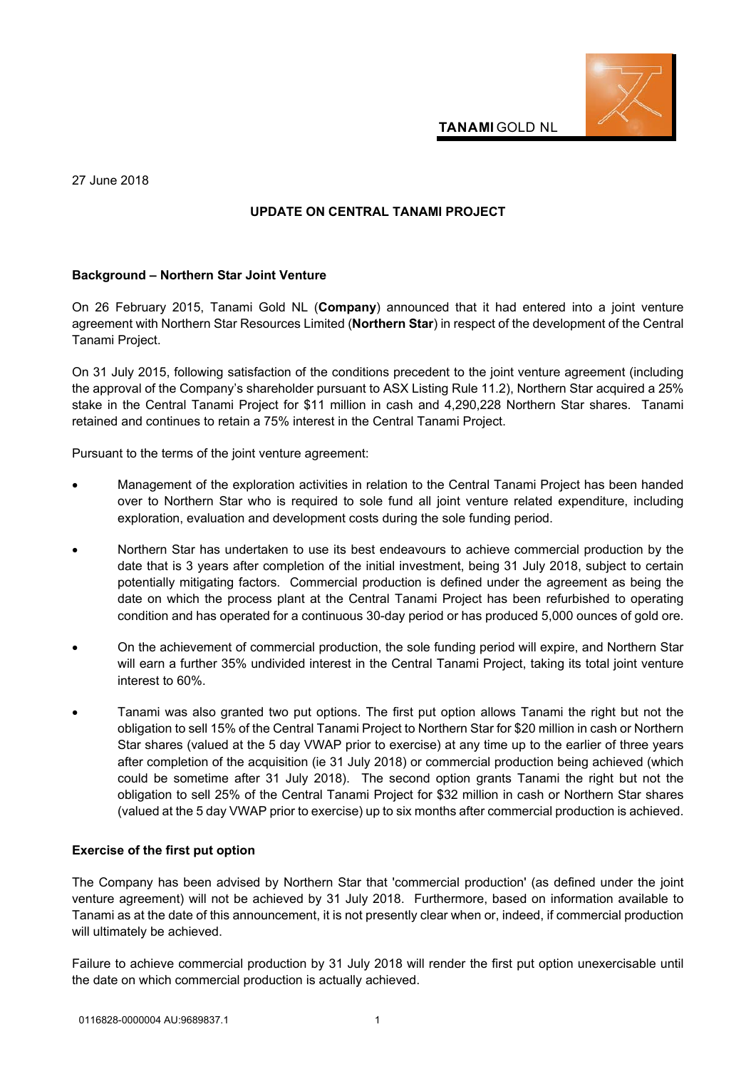**TANAMI** GOLD NL

27 June 2018

**UPDATE ON CENTRAL TANAMI PROJECT**

**Background – Northern Star Joint Venture**

On 26 February 2015, Tanami Gold NL (**Company**) announced that it had entered into a joint venture agreement with Northern Star Resources Limited (**Northern Star**) in respect of the development of the Central Tanami Project.

On 31 July 2015, following satisfaction of the conditions precedent to the joint venture agreement (including the approval of the Company's shareholder pursuant to ASX Listing Rule 11.2), Northern Star acquired a 25% stake in the Central Tanami Project for $11 million in cash and 4,290,228 Northern Star shares. Tanami retained and continues to retain a 75% interest in the Central Tanami Project.

Pursuant to the terms of the joint venture agreement:

- Management of the exploration activities in relation to the Central Tanami Project has been handed over to Northern Star who is required to sole fund all joint venture related expenditure, including exploration, evaluation and development costs during the sole funding period.
- Northern Star has undertaken to use its best endeavours to achieve commercial production by the date that is 3 years after completion of the initial investment, being 31 July 2018, subject to certain potentially mitigating factors. Commercial production is defined under the agreement as being the date on which the process plant at the Central Tanami Project has been refurbished to operating condition and has operated for a continuous 30-day period or has produced 5,000 ounces of gold ore.
- On the achievement of commercial production, the sole funding period will expire, and Northern Star will earn a further 35% undivided interest in the Central Tanami Project, taking its total joint venture interest to 60%.
- Tanami was also granted two put options. The first put option allows Tanami the right but not the obligation to sell 15% of the Central Tanami Project to Northern Star for $20 million in cash or Northern Star shares (valued at the 5 day VWAP prior to exercise) at any time up to the earlier of three years after completion of the acquisition (ie 31 July 2018) or commercial production being achieved (which could be sometime after 31 July 2018). The second option grants Tanami the right but not the obligation to sell 25% of the Central Tanami Project for $32 million in cash or Northern Star shares (valued at the 5 day VWAP prior to exercise) up to six months after commercial production is achieved.

**Exercise of the first put option**

The Company has been advised by Northern Star that 'commercial production' (as defined under the joint venture agreement) will not be achieved by 31 July 2018. Furthermore, based on information available to Tanami as at the date of this announcement, it is not presently clear when or, indeed, if commercial production will ultimately be achieved.

Failure to achieve commercial production by 31 July 2018 will render the first put option unexercisable until the date on which commercial production is actually achieved.

0116828-0000004 AU:9689837.1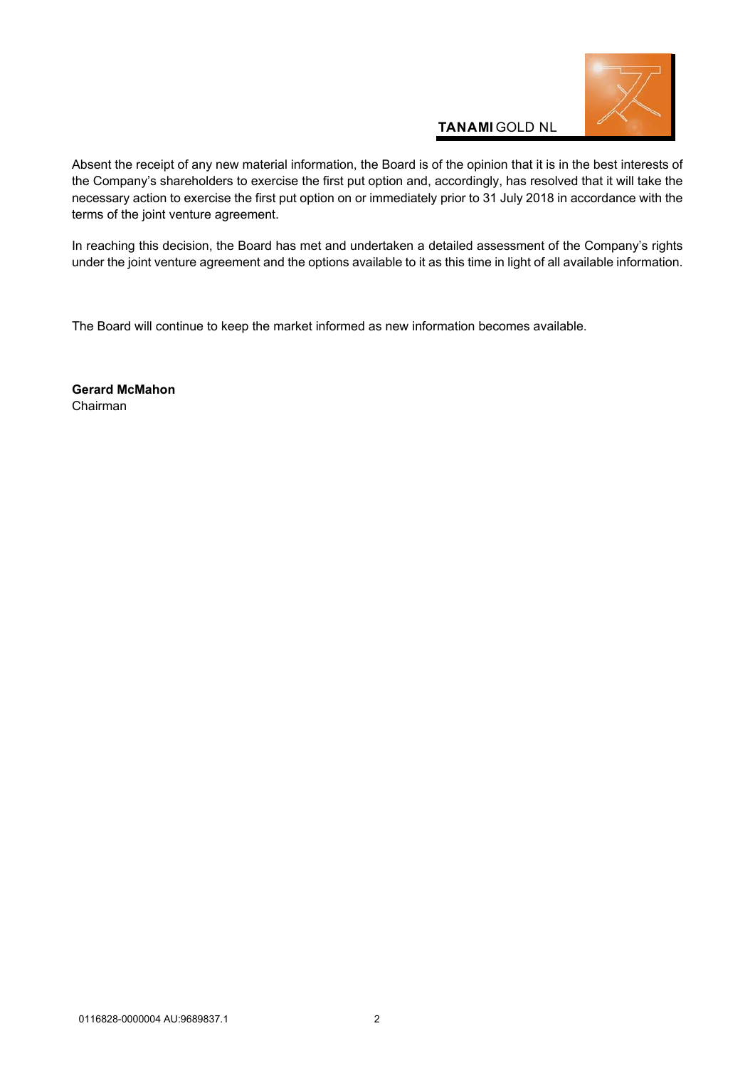Absent the receipt of any new material information, the Board is of the opinion that it is in the best interests of the Company's shareholders to exercise the first put option and, accordingly, has resolved that it will take the necessary action to exercise the first put option on or immediately prior to 31 July 2018 in accordance with the terms of the joint venture agreement.

In reaching this decision, the Board has met and undertaken a detailed assessment of the Company's rights under the joint venture agreement and the options available to it as this time in light of all available information.

The Board will continue to keep the market informed as new information becomes available.

**Gerard McMahon**
Chairman